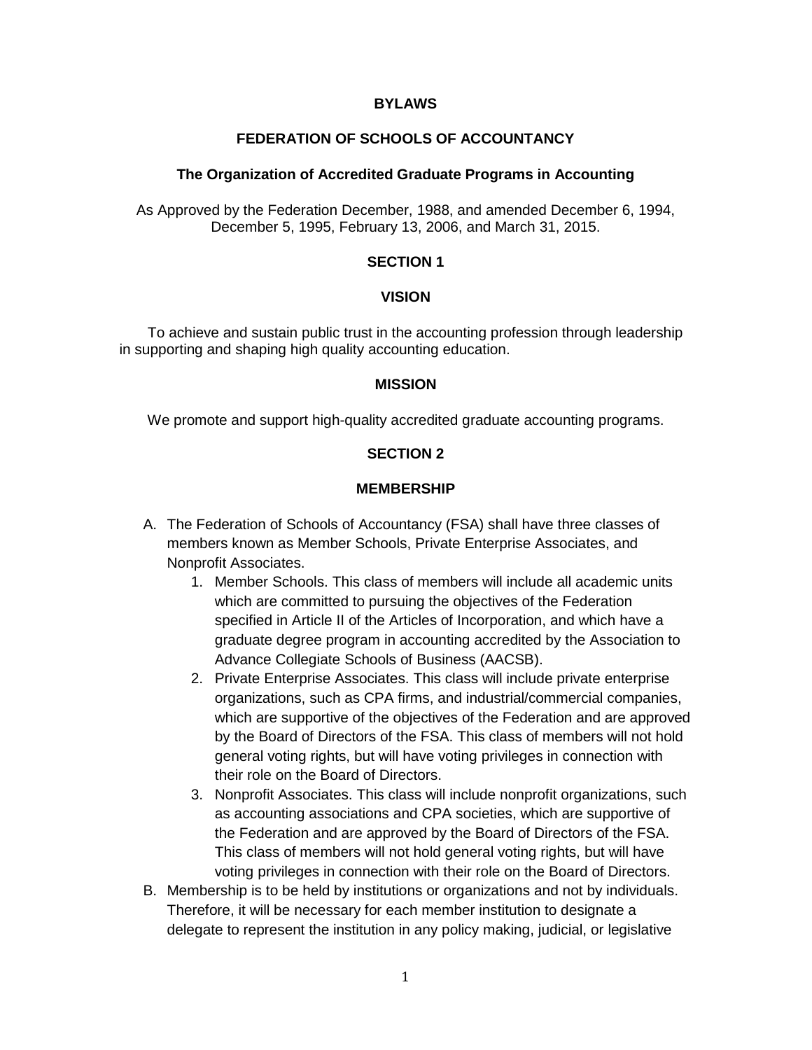**BYLAWS**

**FEDERATION OF SCHOOLS OF ACCOUNTANCY**

**The Organization of Accredited Graduate Programs in Accounting**

As Approved by the Federation December, 1988, and amended December 6, 1994, December 5, 1995, February 13, 2006, and March 31, 2015.

## SECTION 1

### VISION

To achieve and sustain public trust in the accounting profession through leadership in supporting and shaping high quality accounting education.

### MISSION

We promote and support high-quality accredited graduate accounting programs.

## SECTION 2

### MEMBERSHIP

A. The Federation of Schools of Accountancy (FSA) shall have three classes of members known as Member Schools, Private Enterprise Associates, and Nonprofit Associates.
   1. Member Schools. This class of members will include all academic units which are committed to pursuing the objectives of the Federation specified in Article II of the Articles of Incorporation, and which have a graduate degree program in accounting accredited by the Association to Advance Collegiate Schools of Business (AACSB).
   2. Private Enterprise Associates. This class will include private enterprise organizations, such as CPA firms, and industrial/commercial companies, which are supportive of the objectives of the Federation and are approved by the Board of Directors of the FSA. This class of members will not hold general voting rights, but will have voting privileges in connection with their role on the Board of Directors.
   3. Nonprofit Associates. This class will include nonprofit organizations, such as accounting associations and CPA societies, which are supportive of the Federation and are approved by the Board of Directors of the FSA. This class of members will not hold general voting rights, but will have voting privileges in connection with their role on the Board of Directors.

B. Membership is to be held by institutions or organizations and not by individuals. Therefore, it will be necessary for each member institution to designate a delegate to represent the institution in any policy making, judicial, or legislative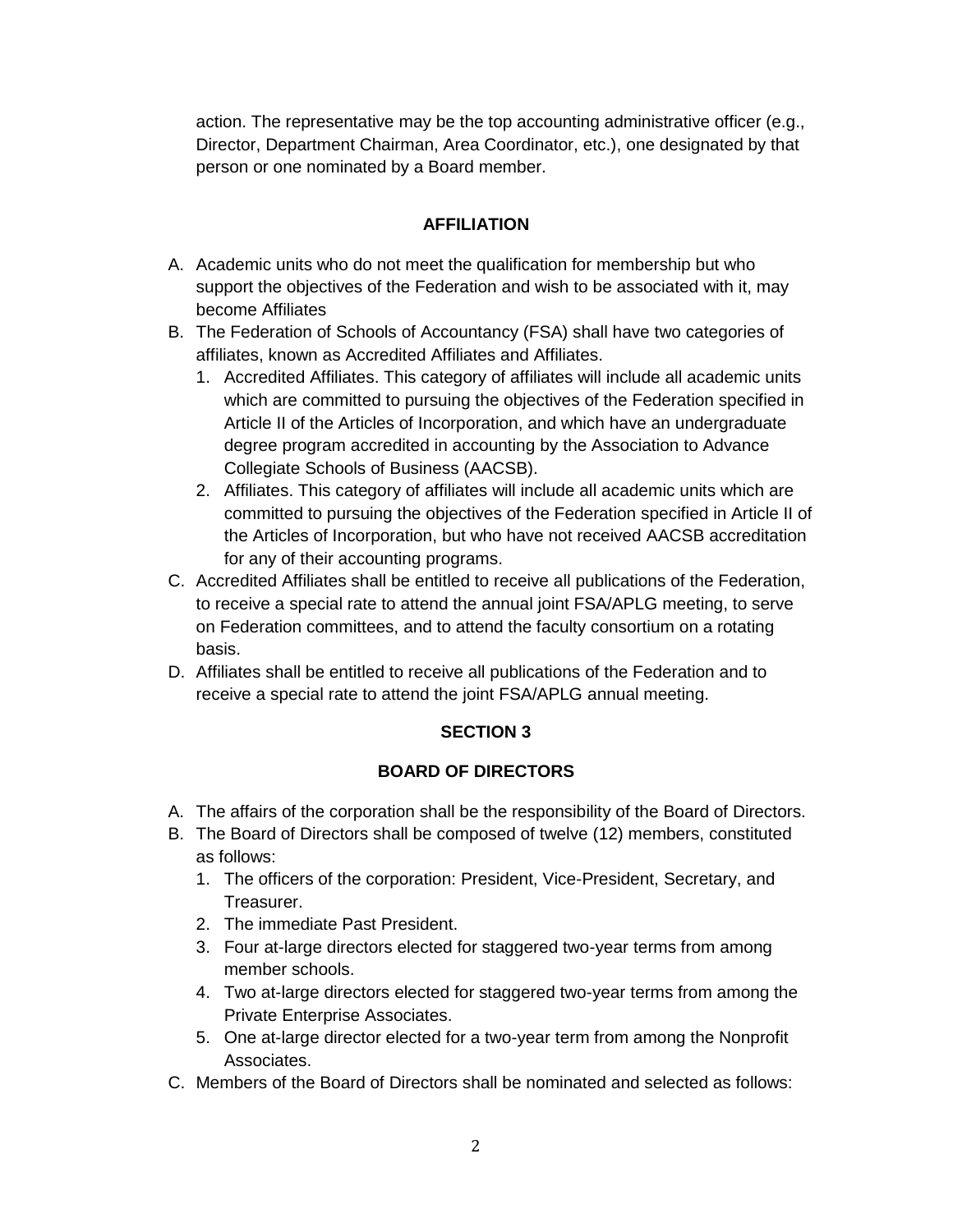action. The representative may be the top accounting administrative officer (e.g., Director, Department Chairman, Area Coordinator, etc.), one designated by that person or one nominated by a Board member.

## AFFILIATION

A. Academic units who do not meet the qualification for membership but who support the objectives of the Federation and wish to be associated with it, may become Affiliates
B. The Federation of Schools of Accountancy (FSA) shall have two categories of affiliates, known as Accredited Affiliates and Affiliates.
   1. Accredited Affiliates. This category of affiliates will include all academic units which are committed to pursuing the objectives of the Federation specified in Article II of the Articles of Incorporation, and which have an undergraduate degree program accredited in accounting by the Association to Advance Collegiate Schools of Business (AACSB).
   2. Affiliates. This category of affiliates will include all academic units which are committed to pursuing the objectives of the Federation specified in Article II of the Articles of Incorporation, but who have not received AACSB accreditation for any of their accounting programs.
C. Accredited Affiliates shall be entitled to receive all publications of the Federation, to receive a special rate to attend the annual joint FSA/APLG meeting, to serve on Federation committees, and to attend the faculty consortium on a rotating basis.
D. Affiliates shall be entitled to receive all publications of the Federation and to receive a special rate to attend the joint FSA/APLG annual meeting.

## SECTION 3

## BOARD OF DIRECTORS

A. The affairs of the corporation shall be the responsibility of the Board of Directors.
B. The Board of Directors shall be composed of twelve (12) members, constituted as follows:
   1. The officers of the corporation: President, Vice-President, Secretary, and Treasurer.
   2. The immediate Past President.
   3. Four at-large directors elected for staggered two-year terms from among member schools.
   4. Two at-large directors elected for staggered two-year terms from among the Private Enterprise Associates.
   5. One at-large director elected for a two-year term from among the Nonprofit Associates.
C. Members of the Board of Directors shall be nominated and selected as follows: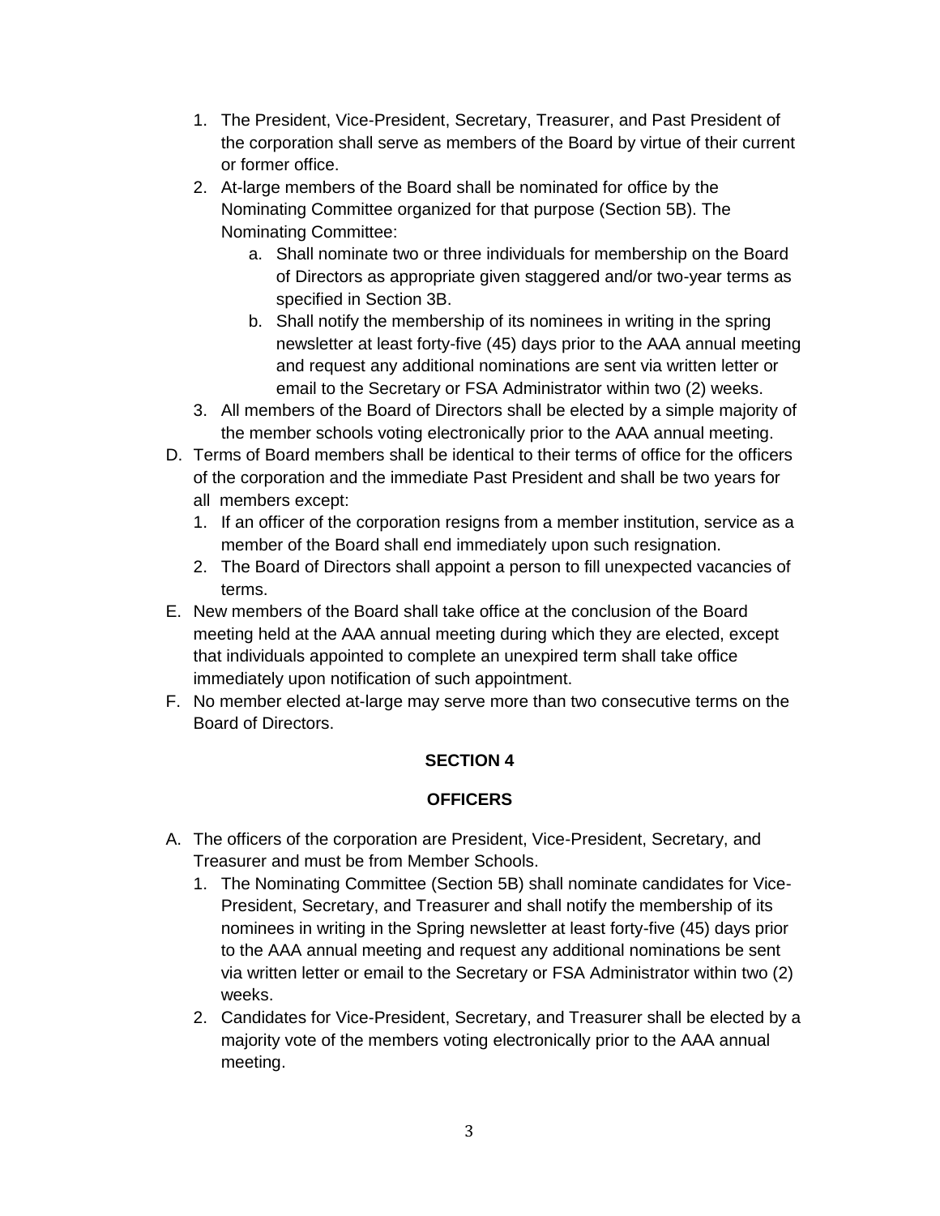1. The President, Vice-President, Secretary, Treasurer, and Past President of the corporation shall serve as members of the Board by virtue of their current or former office.
2. At-large members of the Board shall be nominated for office by the Nominating Committee organized for that purpose (Section 5B). The Nominating Committee:
   a. Shall nominate two or three individuals for membership on the Board of Directors as appropriate given staggered and/or two-year terms as specified in Section 3B.
   b. Shall notify the membership of its nominees in writing in the spring newsletter at least forty-five (45) days prior to the AAA annual meeting and request any additional nominations are sent via written letter or email to the Secretary or FSA Administrator within two (2) weeks.
3. All members of the Board of Directors shall be elected by a simple majority of the member schools voting electronically prior to the AAA annual meeting.

D. Terms of Board members shall be identical to their terms of office for the officers of the corporation and the immediate Past President and shall be two years for all members except:
   1. If an officer of the corporation resigns from a member institution, service as a member of the Board shall end immediately upon such resignation.
   2. The Board of Directors shall appoint a person to fill unexpected vacancies of terms.

E. New members of the Board shall take office at the conclusion of the Board meeting held at the AAA annual meeting during which they are elected, except that individuals appointed to complete an unexpired term shall take office immediately upon notification of such appointment.

F. No member elected at-large may serve more than two consecutive terms on the Board of Directors.

## SECTION 4

## OFFICERS

A. The officers of the corporation are President, Vice-President, Secretary, and Treasurer and must be from Member Schools.
   1. The Nominating Committee (Section 5B) shall nominate candidates for Vice-President, Secretary, and Treasurer and shall notify the membership of its nominees in writing in the Spring newsletter at least forty-five (45) days prior to the AAA annual meeting and request any additional nominations be sent via written letter or email to the Secretary or FSA Administrator within two (2) weeks.
   2. Candidates for Vice-President, Secretary, and Treasurer shall be elected by a majority vote of the members voting electronically prior to the AAA annual meeting.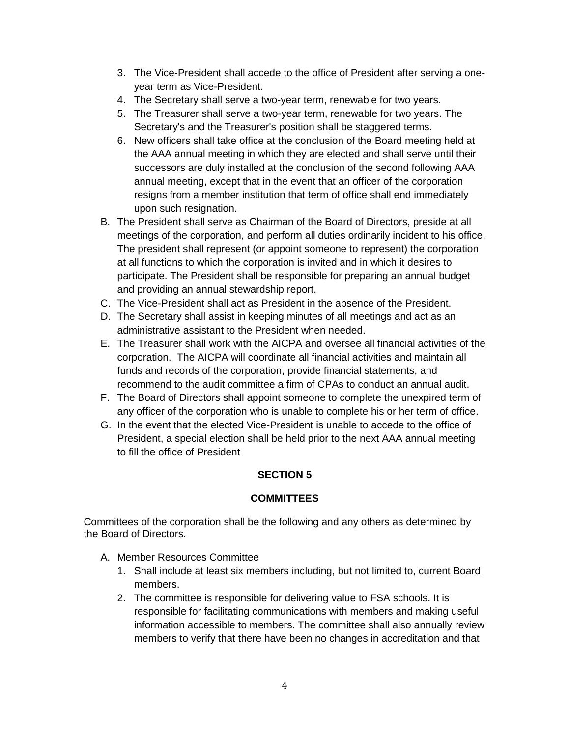3. The Vice-President shall accede to the office of President after serving a one-year term as Vice-President.
4. The Secretary shall serve a two-year term, renewable for two years.
5. The Treasurer shall serve a two-year term, renewable for two years. The Secretary's and the Treasurer's position shall be staggered terms.
6. New officers shall take office at the conclusion of the Board meeting held at the AAA annual meeting in which they are elected and shall serve until their successors are duly installed at the conclusion of the second following AAA annual meeting, except that in the event that an officer of the corporation resigns from a member institution that term of office shall end immediately upon such resignation.

B. The President shall serve as Chairman of the Board of Directors, preside at all meetings of the corporation, and perform all duties ordinarily incident to his office. The president shall represent (or appoint someone to represent) the corporation at all functions to which the corporation is invited and in which it desires to participate. The President shall be responsible for preparing an annual budget and providing an annual stewardship report.

C. The Vice-President shall act as President in the absence of the President.

D. The Secretary shall assist in keeping minutes of all meetings and act as an administrative assistant to the President when needed.

E. The Treasurer shall work with the AICPA and oversee all financial activities of the corporation. The AICPA will coordinate all financial activities and maintain all funds and records of the corporation, provide financial statements, and recommend to the audit committee a firm of CPAs to conduct an annual audit.

F. The Board of Directors shall appoint someone to complete the unexpired term of any officer of the corporation who is unable to complete his or her term of office.

G. In the event that the elected Vice-President is unable to accede to the office of President, a special election shall be held prior to the next AAA annual meeting to fill the office of President

## SECTION 5

## COMMITTEES

Committees of the corporation shall be the following and any others as determined by the Board of Directors.

A. Member Resources Committee
   1. Shall include at least six members including, but not limited to, current Board members.
   2. The committee is responsible for delivering value to FSA schools. It is responsible for facilitating communications with members and making useful information accessible to members. The committee shall also annually review members to verify that there have been no changes in accreditation and that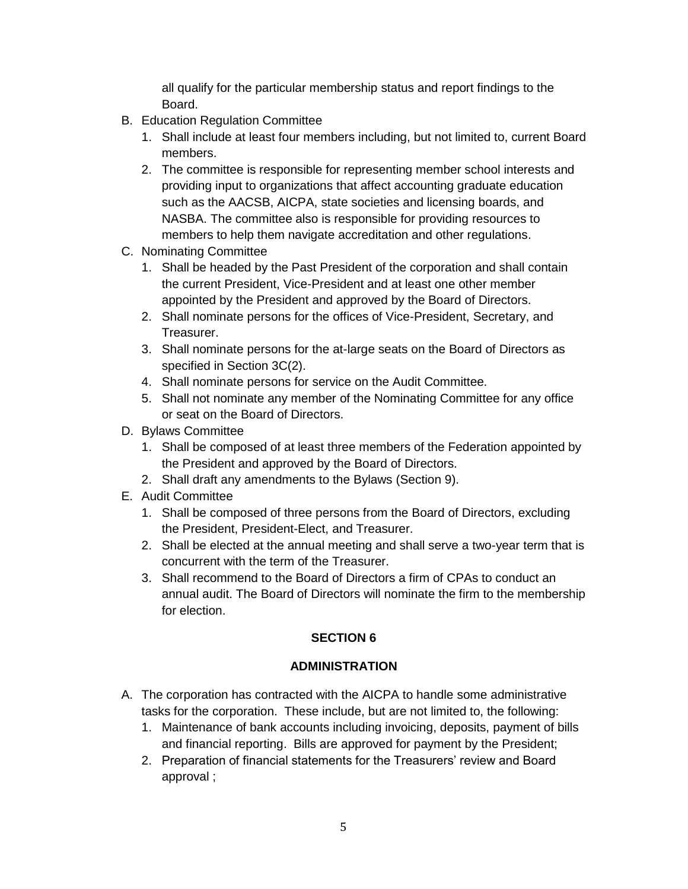all qualify for the particular membership status and report findings to the Board.

B. Education Regulation Committee
   1. Shall include at least four members including, but not limited to, current Board members.
   2. The committee is responsible for representing member school interests and providing input to organizations that affect accounting graduate education such as the AACSB, AICPA, state societies and licensing boards, and NASBA. The committee also is responsible for providing resources to members to help them navigate accreditation and other regulations.
C. Nominating Committee
   1. Shall be headed by the Past President of the corporation and shall contain the current President, Vice-President and at least one other member appointed by the President and approved by the Board of Directors.
   2. Shall nominate persons for the offices of Vice-President, Secretary, and Treasurer.
   3. Shall nominate persons for the at-large seats on the Board of Directors as specified in Section 3C(2).
   4. Shall nominate persons for service on the Audit Committee.
   5. Shall not nominate any member of the Nominating Committee for any office or seat on the Board of Directors.
D. Bylaws Committee
   1. Shall be composed of at least three members of the Federation appointed by the President and approved by the Board of Directors.
   2. Shall draft any amendments to the Bylaws (Section 9).
E. Audit Committee
   1. Shall be composed of three persons from the Board of Directors, excluding the President, President-Elect, and Treasurer.
   2. Shall be elected at the annual meeting and shall serve a two-year term that is concurrent with the term of the Treasurer.
   3. Shall recommend to the Board of Directors a firm of CPAs to conduct an annual audit. The Board of Directors will nominate the firm to the membership for election.

## SECTION 6

## ADMINISTRATION

A. The corporation has contracted with the AICPA to handle some administrative tasks for the corporation. These include, but are not limited to, the following:
   1. Maintenance of bank accounts including invoicing, deposits, payment of bills and financial reporting. Bills are approved for payment by the President;
   2. Preparation of financial statements for the Treasurers' review and Board approval ;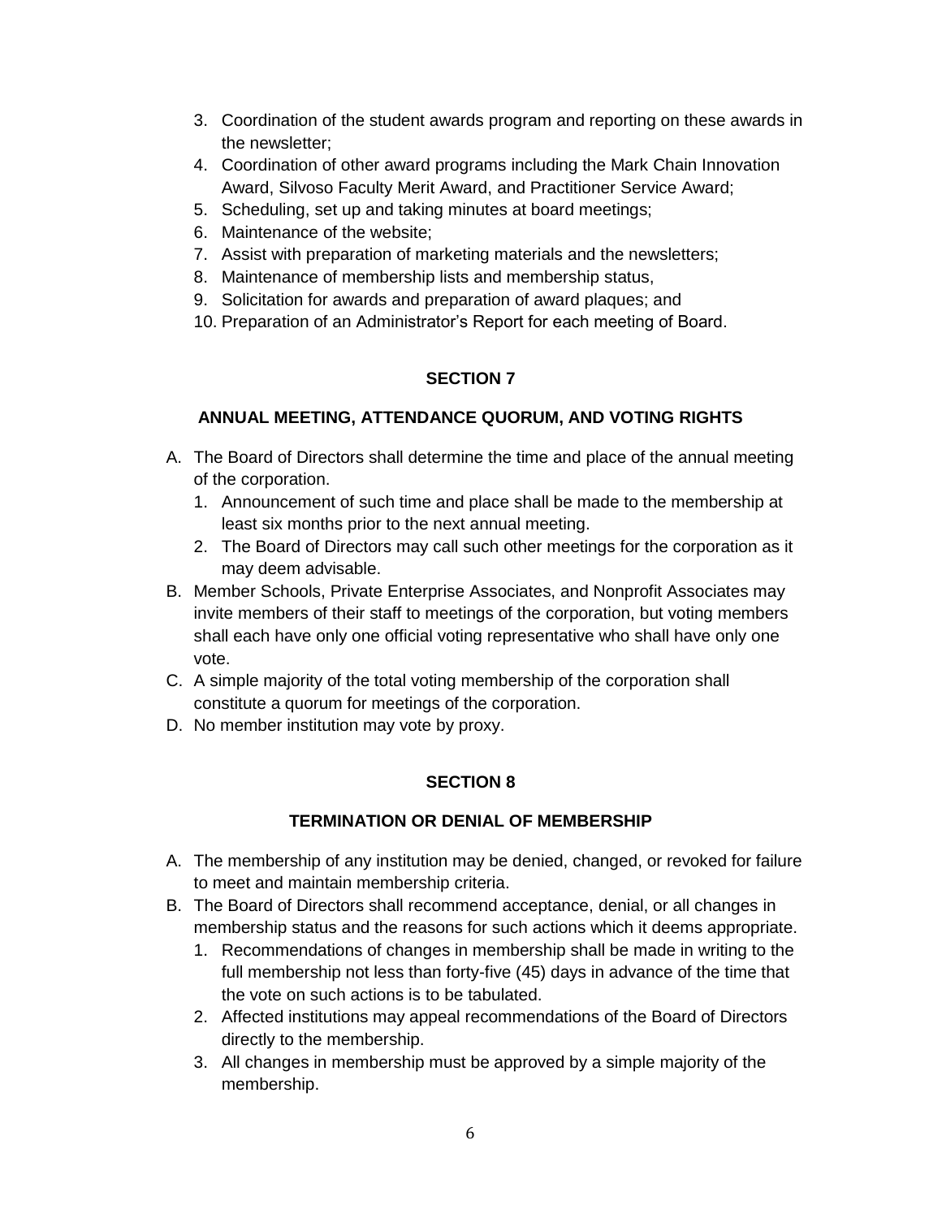3. Coordination of the student awards program and reporting on these awards in the newsletter;
4. Coordination of other award programs including the Mark Chain Innovation Award, Silvoso Faculty Merit Award, and Practitioner Service Award;
5. Scheduling, set up and taking minutes at board meetings;
6. Maintenance of the website;
7. Assist with preparation of marketing materials and the newsletters;
8. Maintenance of membership lists and membership status,
9. Solicitation for awards and preparation of award plaques; and
10. Preparation of an Administrator's Report for each meeting of Board.

## SECTION 7

### ANNUAL MEETING, ATTENDANCE QUORUM, AND VOTING RIGHTS

A. The Board of Directors shall determine the time and place of the annual meeting of the corporation.
   1. Announcement of such time and place shall be made to the membership at least six months prior to the next annual meeting.
   2. The Board of Directors may call such other meetings for the corporation as it may deem advisable.
B. Member Schools, Private Enterprise Associates, and Nonprofit Associates may invite members of their staff to meetings of the corporation, but voting members shall each have only one official voting representative who shall have only one vote.
C. A simple majority of the total voting membership of the corporation shall constitute a quorum for meetings of the corporation.
D. No member institution may vote by proxy.

## SECTION 8

### TERMINATION OR DENIAL OF MEMBERSHIP

A. The membership of any institution may be denied, changed, or revoked for failure to meet and maintain membership criteria.
B. The Board of Directors shall recommend acceptance, denial, or all changes in membership status and the reasons for such actions which it deems appropriate.
   1. Recommendations of changes in membership shall be made in writing to the full membership not less than forty-five (45) days in advance of the time that the vote on such actions is to be tabulated.
   2. Affected institutions may appeal recommendations of the Board of Directors directly to the membership.
   3. All changes in membership must be approved by a simple majority of the membership.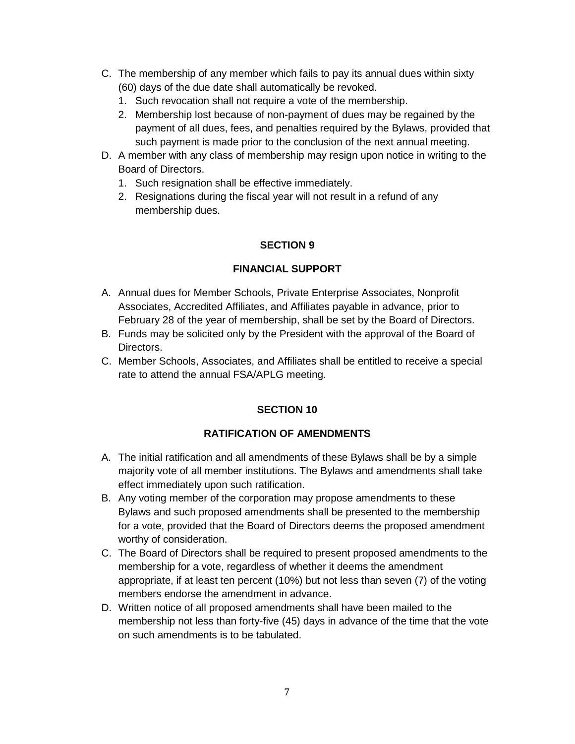C. The membership of any member which fails to pay its annual dues within sixty (60) days of the due date shall automatically be revoked.
   1. Such revocation shall not require a vote of the membership.
   2. Membership lost because of non-payment of dues may be regained by the payment of all dues, fees, and penalties required by the Bylaws, provided that such payment is made prior to the conclusion of the next annual meeting.
D. A member with any class of membership may resign upon notice in writing to the Board of Directors.
   1. Such resignation shall be effective immediately.
   2. Resignations during the fiscal year will not result in a refund of any membership dues.

## SECTION 9

## FINANCIAL SUPPORT

A. Annual dues for Member Schools, Private Enterprise Associates, Nonprofit Associates, Accredited Affiliates, and Affiliates payable in advance, prior to February 28 of the year of membership, shall be set by the Board of Directors.
B. Funds may be solicited only by the President with the approval of the Board of Directors.
C. Member Schools, Associates, and Affiliates shall be entitled to receive a special rate to attend the annual FSA/APLG meeting.

## SECTION 10

## RATIFICATION OF AMENDMENTS

A. The initial ratification and all amendments of these Bylaws shall be by a simple majority vote of all member institutions. The Bylaws and amendments shall take effect immediately upon such ratification.
B. Any voting member of the corporation may propose amendments to these Bylaws and such proposed amendments shall be presented to the membership for a vote, provided that the Board of Directors deems the proposed amendment worthy of consideration.
C. The Board of Directors shall be required to present proposed amendments to the membership for a vote, regardless of whether it deems the amendment appropriate, if at least ten percent (10%) but not less than seven (7) of the voting members endorse the amendment in advance.
D. Written notice of all proposed amendments shall have been mailed to the membership not less than forty-five (45) days in advance of the time that the vote on such amendments is to be tabulated.